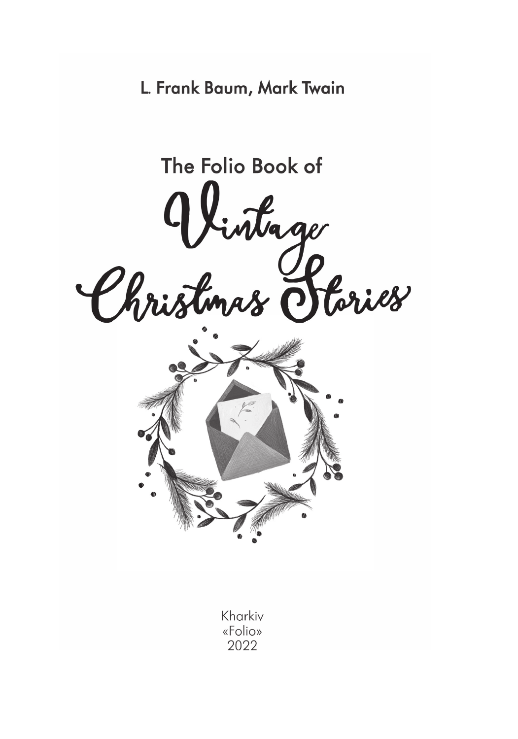L. Frank Baum, Mark Twain

# The Folio Book of Vintage Christmas Stories

Kharkiv
«Folio»
2022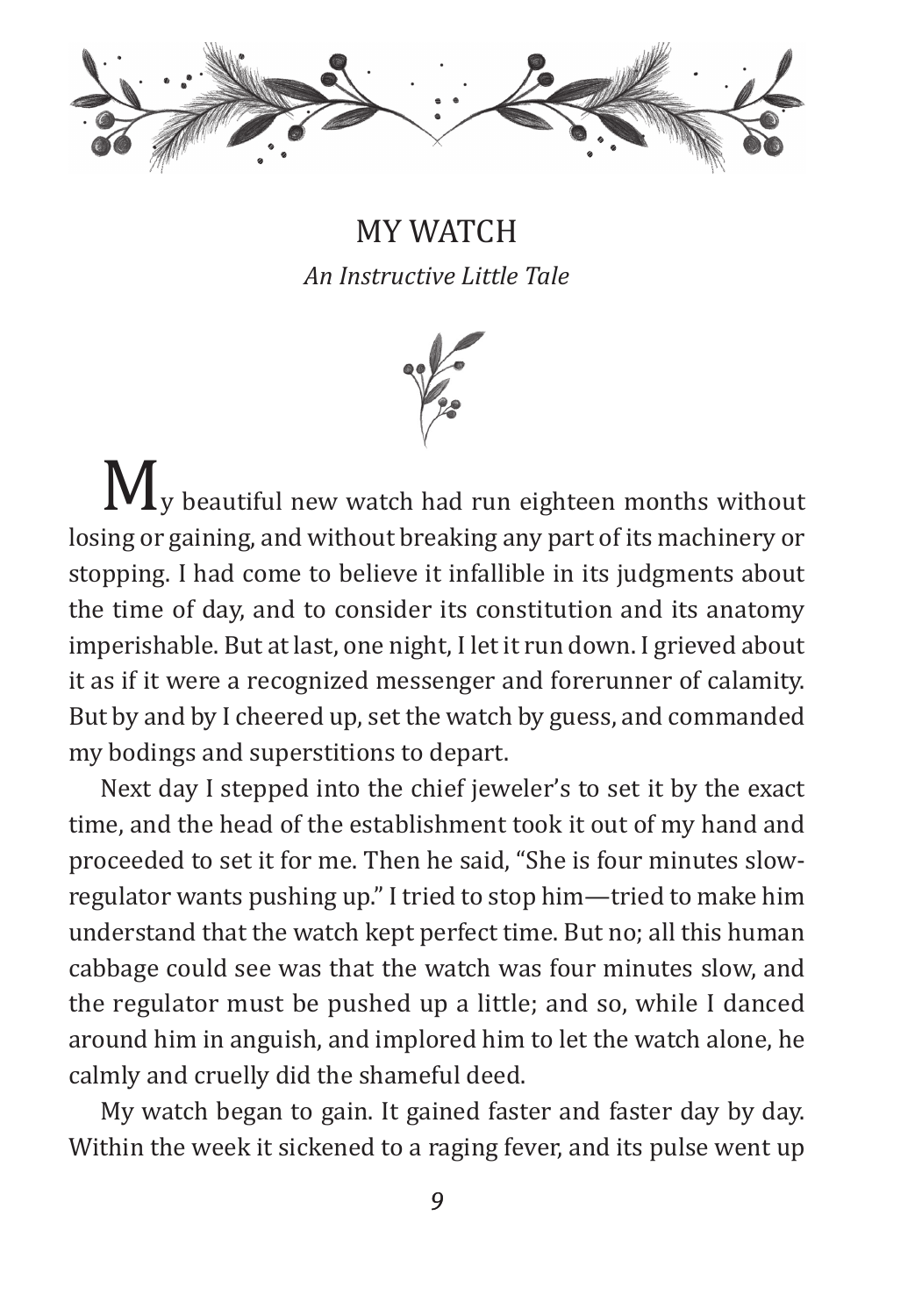# MY WATCH

*An Instructive Little Tale*

My beautiful new watch had run eighteen months without losing or gaining, and without breaking any part of its machinery or stopping. I had come to believe it infallible in its judgments about the time of day, and to consider its constitution and its anatomy imperishable. But at last, one night, I let it run down. I grieved about it as if it were a recognized messenger and forerunner of calamity. But by and by I cheered up, set the watch by guess, and commanded my bodings and superstitions to depart.

Next day I stepped into the chief jeweler's to set it by the exact time, and the head of the establishment took it out of my hand and proceeded to set it for me. Then he said, "She is four minutes slow-regulator wants pushing up." I tried to stop him—tried to make him understand that the watch kept perfect time. But no; all this human cabbage could see was that the watch was four minutes slow, and the regulator must be pushed up a little; and so, while I danced around him in anguish, and implored him to let the watch alone, he calmly and cruelly did the shameful deed.

My watch began to gain. It gained faster and faster day by day. Within the week it sickened to a raging fever, and its pulse went up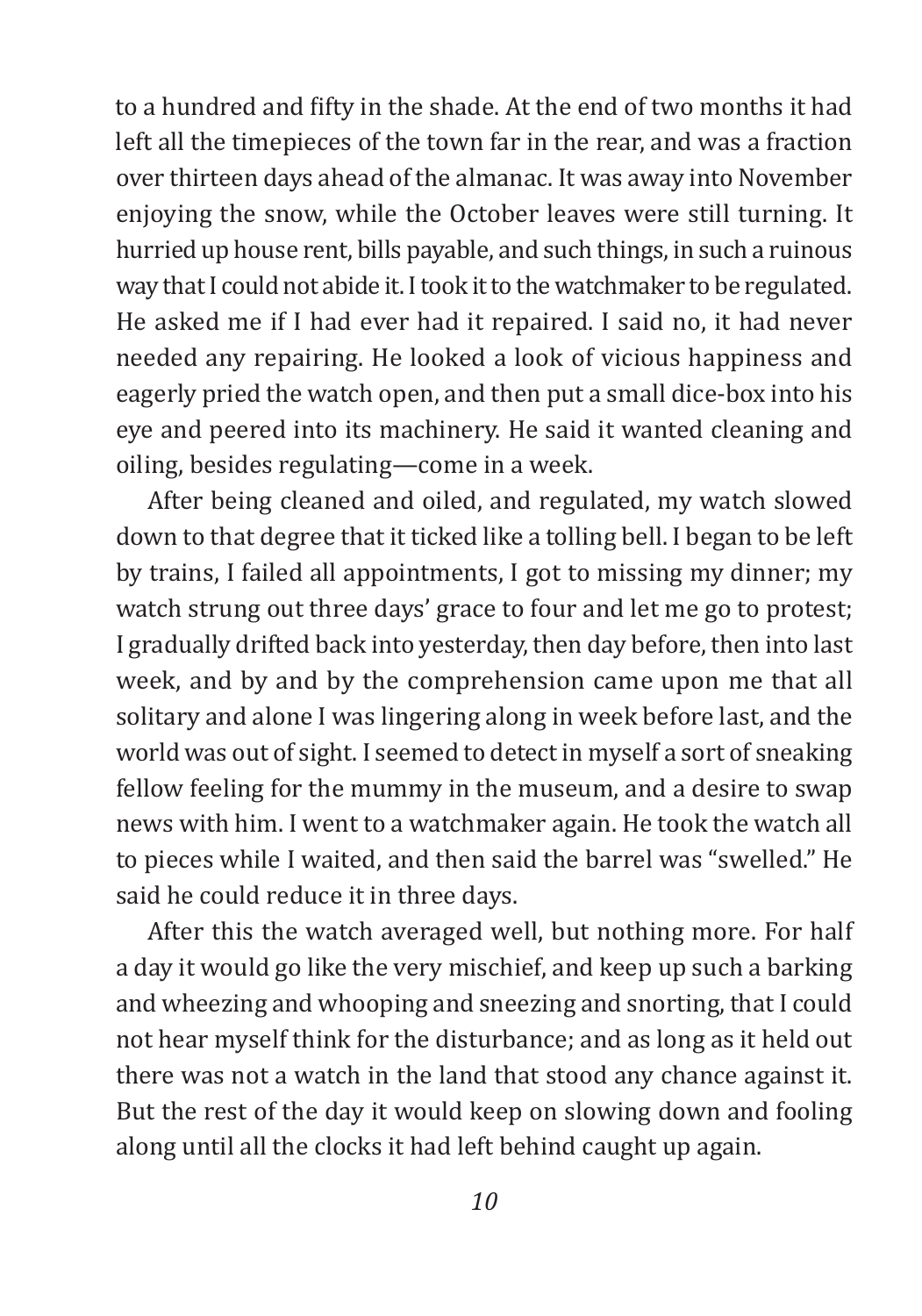to a hundred and fifty in the shade. At the end of two months it had left all the timepieces of the town far in the rear, and was a fraction over thirteen days ahead of the almanac. It was away into November enjoying the snow, while the October leaves were still turning. It hurried up house rent, bills payable, and such things, in such a ruinous way that I could not abide it. I took it to the watchmaker to be regulated. He asked me if I had ever had it repaired. I said no, it had never needed any repairing. He looked a look of vicious happiness and eagerly pried the watch open, and then put a small dice-box into his eye and peered into its machinery. He said it wanted cleaning and oiling, besides regulating—come in a week.

After being cleaned and oiled, and regulated, my watch slowed down to that degree that it ticked like a tolling bell. I began to be left by trains, I failed all appointments, I got to missing my dinner; my watch strung out three days' grace to four and let me go to protest; I gradually drifted back into yesterday, then day before, then into last week, and by and by the comprehension came upon me that all solitary and alone I was lingering along in week before last, and the world was out of sight. I seemed to detect in myself a sort of sneaking fellow feeling for the mummy in the museum, and a desire to swap news with him. I went to a watchmaker again. He took the watch all to pieces while I waited, and then said the barrel was "swelled." He said he could reduce it in three days.

After this the watch averaged well, but nothing more. For half a day it would go like the very mischief, and keep up such a barking and wheezing and whooping and sneezing and snorting, that I could not hear myself think for the disturbance; and as long as it held out there was not a watch in the land that stood any chance against it. But the rest of the day it would keep on slowing down and fooling along until all the clocks it had left behind caught up again.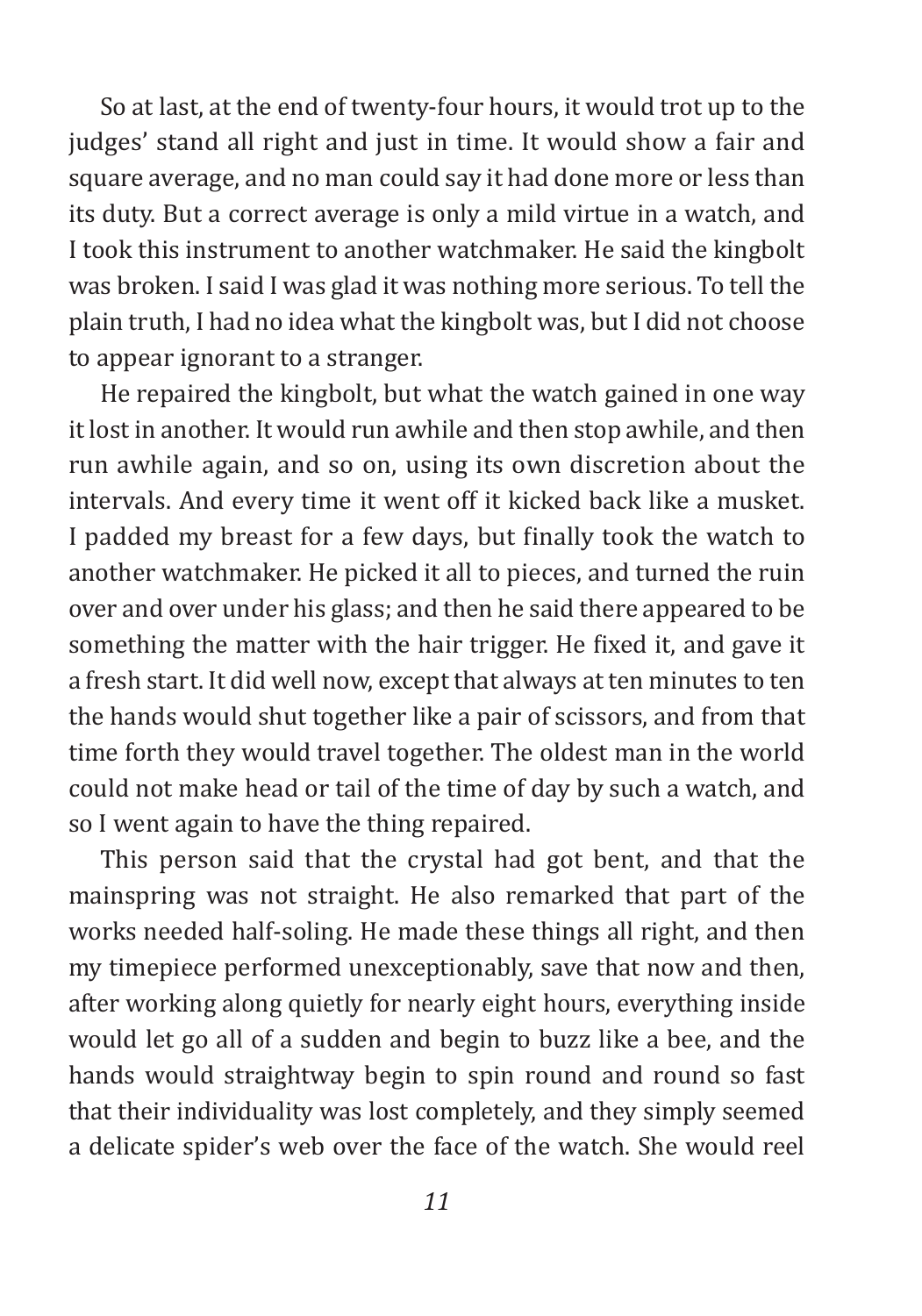So at last, at the end of twenty-four hours, it would trot up to the judges' stand all right and just in time. It would show a fair and square average, and no man could say it had done more or less than its duty. But a correct average is only a mild virtue in a watch, and I took this instrument to another watchmaker. He said the kingbolt was broken. I said I was glad it was nothing more serious. To tell the plain truth, I had no idea what the kingbolt was, but I did not choose to appear ignorant to a stranger.

He repaired the kingbolt, but what the watch gained in one way it lost in another. It would run awhile and then stop awhile, and then run awhile again, and so on, using its own discretion about the intervals. And every time it went off it kicked back like a musket. I padded my breast for a few days, but finally took the watch to another watchmaker. He picked it all to pieces, and turned the ruin over and over under his glass; and then he said there appeared to be something the matter with the hair trigger. He fixed it, and gave it a fresh start. It did well now, except that always at ten minutes to ten the hands would shut together like a pair of scissors, and from that time forth they would travel together. The oldest man in the world could not make head or tail of the time of day by such a watch, and so I went again to have the thing repaired.

This person said that the crystal had got bent, and that the mainspring was not straight. He also remarked that part of the works needed half-soling. He made these things all right, and then my timepiece performed unexceptionably, save that now and then, after working along quietly for nearly eight hours, everything inside would let go all of a sudden and begin to buzz like a bee, and the hands would straightway begin to spin round and round so fast that their individuality was lost completely, and they simply seemed a delicate spider's web over the face of the watch. She would reel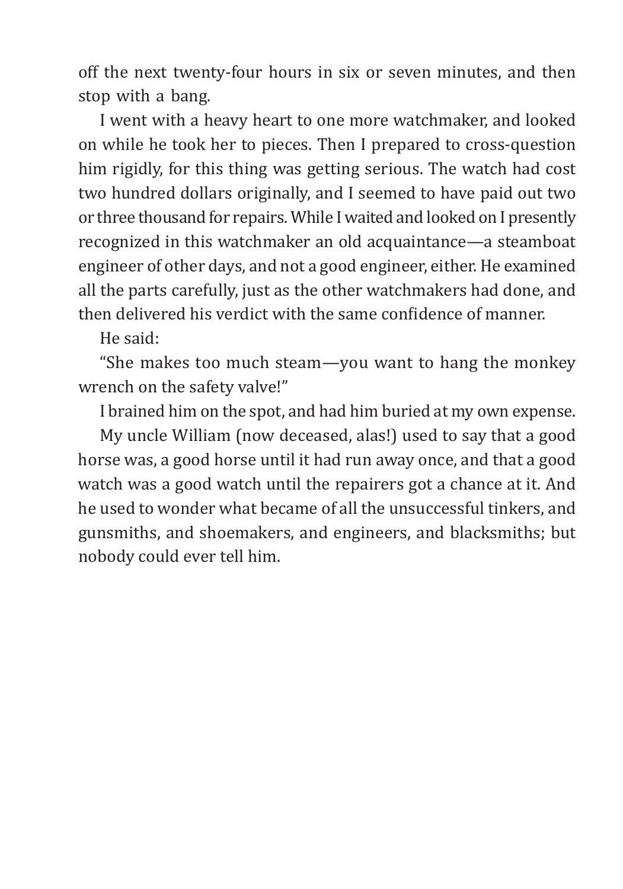off the next twenty-four hours in six or seven minutes, and then stop with a bang.

I went with a heavy heart to one more watchmaker, and looked on while he took her to pieces. Then I prepared to cross-question him rigidly, for this thing was getting serious. The watch had cost two hundred dollars originally, and I seemed to have paid out two or three thousand for repairs. While I waited and looked on I presently recognized in this watchmaker an old acquaintance—a steamboat engineer of other days, and not a good engineer, either. He examined all the parts carefully, just as the other watchmakers had done, and then delivered his verdict with the same confidence of manner.

He said:

"She makes too much steam—you want to hang the monkey wrench on the safety valve!"

I brained him on the spot, and had him buried at my own expense.

My uncle William (now deceased, alas!) used to say that a good horse was, a good horse until it had run away once, and that a good watch was a good watch until the repairers got a chance at it. And he used to wonder what became of all the unsuccessful tinkers, and gunsmiths, and shoemakers, and engineers, and blacksmiths; but nobody could ever tell him.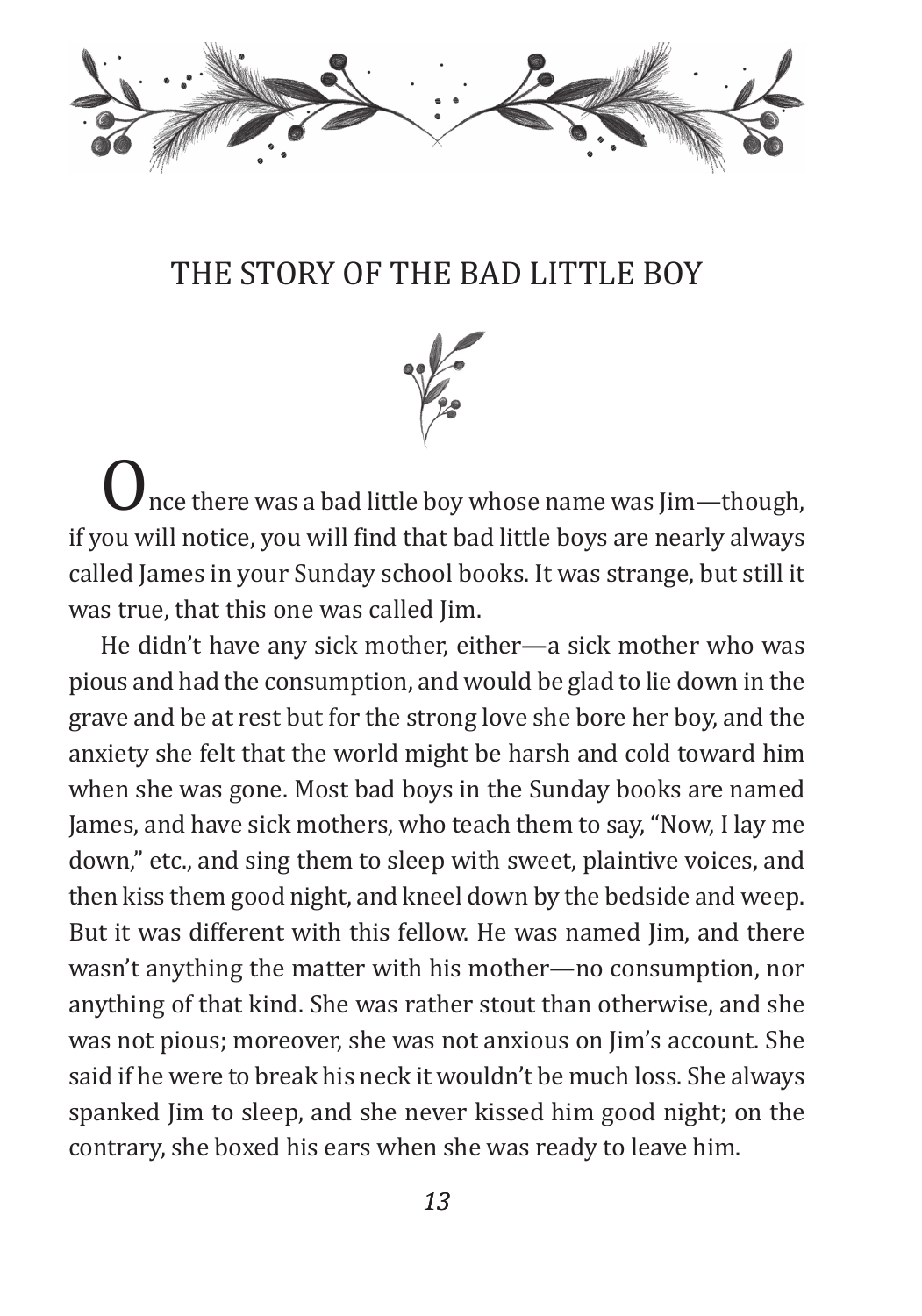# THE STORY OF THE BAD LITTLE BOY

Once there was a bad little boy whose name was Jim—though, if you will notice, you will find that bad little boys are nearly always called James in your Sunday school books. It was strange, but still it was true, that this one was called Jim.

He didn't have any sick mother, either—a sick mother who was pious and had the consumption, and would be glad to lie down in the grave and be at rest but for the strong love she bore her boy, and the anxiety she felt that the world might be harsh and cold toward him when she was gone. Most bad boys in the Sunday books are named James, and have sick mothers, who teach them to say, "Now, I lay me down," etc., and sing them to sleep with sweet, plaintive voices, and then kiss them good night, and kneel down by the bedside and weep. But it was different with this fellow. He was named Jim, and there wasn't anything the matter with his mother—no consumption, nor anything of that kind. She was rather stout than otherwise, and she was not pious; moreover, she was not anxious on Jim's account. She said if he were to break his neck it wouldn't be much loss. She always spanked Jim to sleep, and she never kissed him good night; on the contrary, she boxed his ears when she was ready to leave him.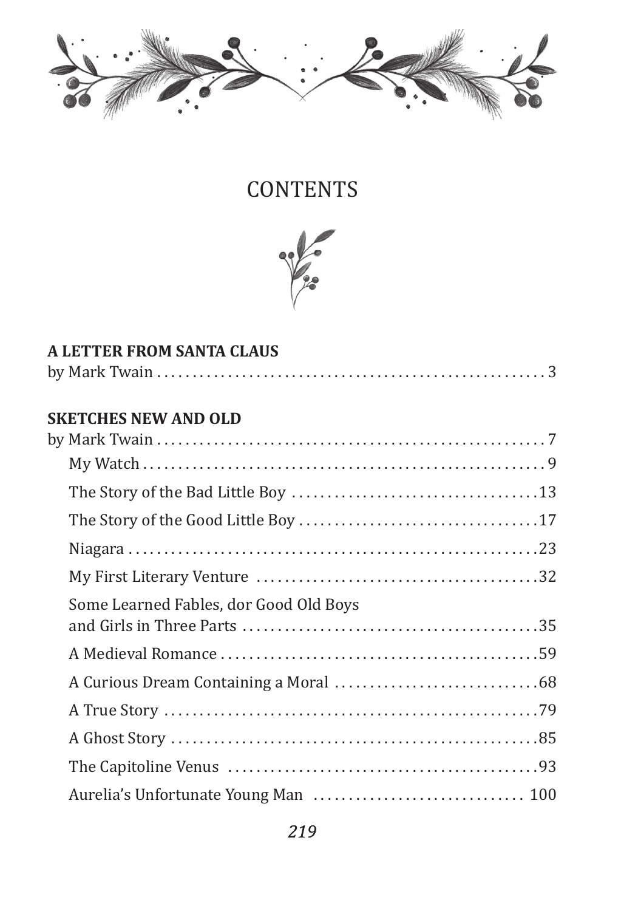# CONTENTS

**A LETTER FROM SANTA CLAUS**
by Mark Twain . . . . . . . . . . . . . . . . . . . . . . . . . . . . . . . . . . . . . . . . . . . . . . . . . . . 3

**SKETCHES NEW AND OLD**
by Mark Twain . . . . . . . . . . . . . . . . . . . . . . . . . . . . . . . . . . . . . . . . . . . . . . . . . . 7

- My Watch . . . . . . . . . . . . . . . . . . . . . . . . . . . . . . . . . . . . . . . . . . . . . . . . . . . 9
- The Story of the Bad Little Boy . . . . . . . . . . . . . . . . . . . . . . . . . . . . . . . . . 13
- The Story of the Good Little Boy . . . . . . . . . . . . . . . . . . . . . . . . . . . . . . . . 17
- Niagara . . . . . . . . . . . . . . . . . . . . . . . . . . . . . . . . . . . . . . . . . . . . . . . . . . . . 23
- My First Literary Venture . . . . . . . . . . . . . . . . . . . . . . . . . . . . . . . . . . . . . . 32
- Some Learned Fables, dor Good Old Boys and Girls in Three Parts . . . . . . . . . . . . . . . . . . . . . . . . . . . . . . . . . . . . . . . . 35
- A Medieval Romance . . . . . . . . . . . . . . . . . . . . . . . . . . . . . . . . . . . . . . . . . . 59
- A Curious Dream Containing a Moral . . . . . . . . . . . . . . . . . . . . . . . . . . . . 68
- A True Story . . . . . . . . . . . . . . . . . . . . . . . . . . . . . . . . . . . . . . . . . . . . . . . . 79
- A Ghost Story . . . . . . . . . . . . . . . . . . . . . . . . . . . . . . . . . . . . . . . . . . . . . . . 85
- The Capitoline Venus . . . . . . . . . . . . . . . . . . . . . . . . . . . . . . . . . . . . . . . . . 93
- Aurelia's Unfortunate Young Man . . . . . . . . . . . . . . . . . . . . . . . . . . . . . 100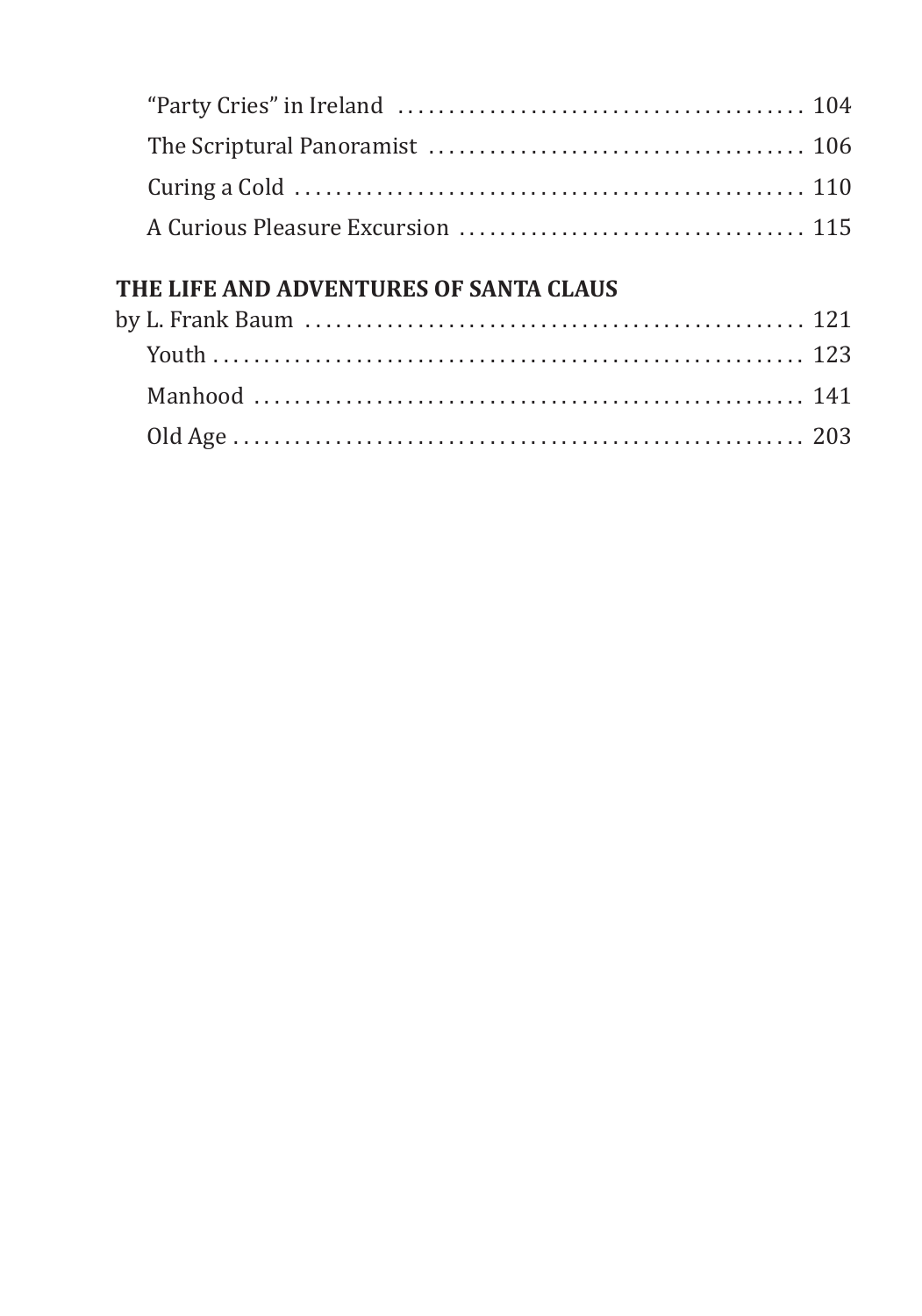"Party Cries" in Ireland ........................................ 104

The Scriptural Panoramist ........................................ 106

Curing a Cold ........................................ 110

A Curious Pleasure Excursion ........................................ 115

**THE LIFE AND ADVENTURES OF SANTA CLAUS**

by L. Frank Baum ........................................ 121

Youth ........................................ 123

Manhood ........................................ 141

Old Age ........................................ 203